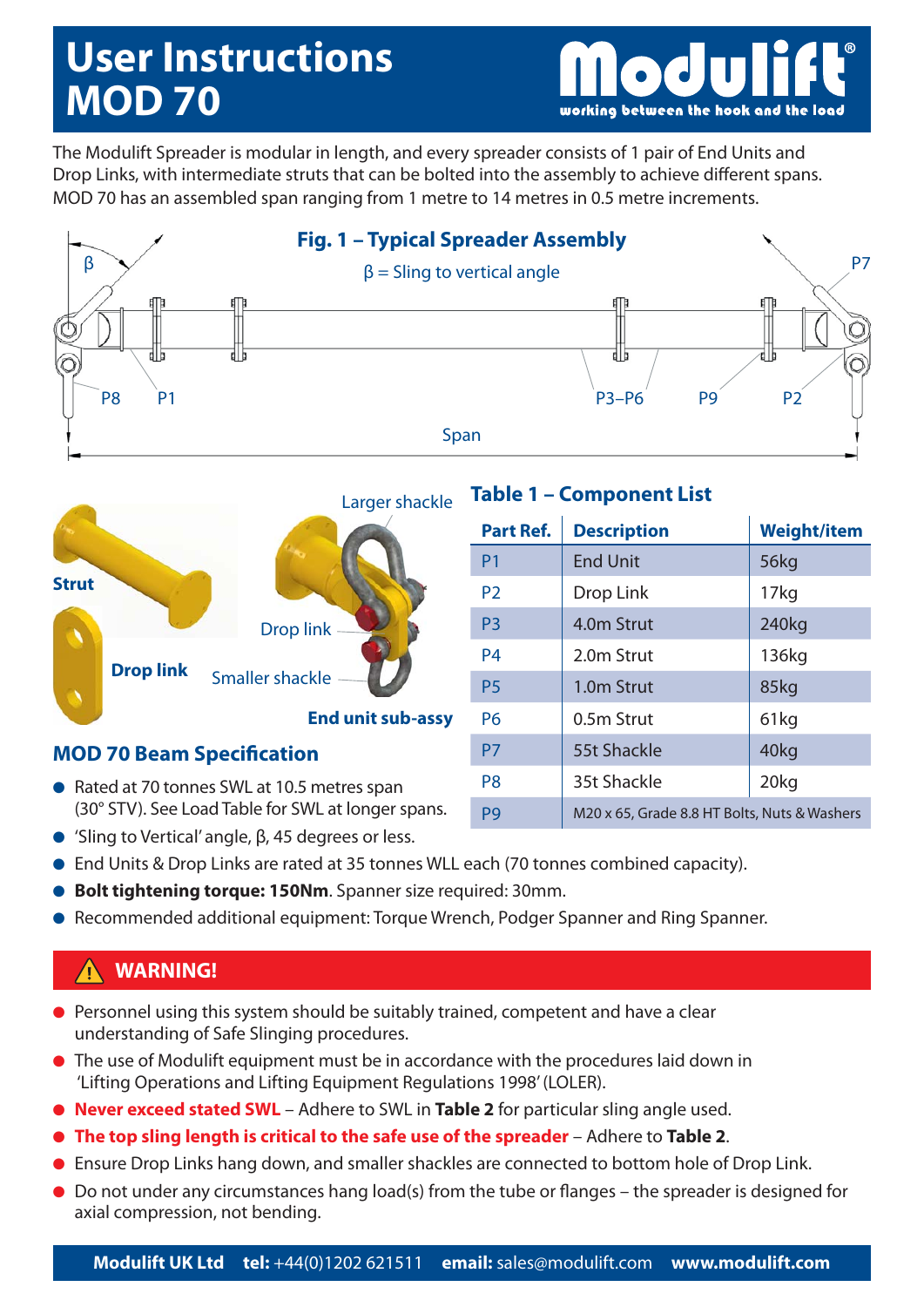# User Instructions MOD 70

**Modulift®** working between the hook and the load

The Modulift Spreader is modular in length, and every spreader consists of 1 pair of End Units and Drop Links, with intermediate struts that can be bolted into the assembly to achieve different spans. MOD 70 has an assembled span ranging from 1 metre to 14 metres in 0.5 metre increments.

## Fig. 1 – Typical Spreader Assembly

β = Sling to vertical angle

β P7 P8 P1 P3–P6 P9 P2 Span

Strut Larger shackle Drop link Drop link Smaller shackle End unit sub-assy

## Table 1 – Component List

| Part Ref. | Description | Weight/item |
|---|---|---|
| P1 | End Unit | 56kg |
| P2 | Drop Link | 17kg |
| P3 | 4.0m Strut | 240kg |
| P4 | 2.0m Strut | 136kg |
| P5 | 1.0m Strut | 85kg |
| P6 | 0.5m Strut | 61kg |
| P7 | 55t Shackle | 40kg |
| P8 | 35t Shackle | 20kg |
| P9 | M20 x 65, Grade 8.8 HT Bolts, Nuts & Washers | |

## MOD 70 Beam Specification

- Rated at 70 tonnes SWL at 10.5 metres span (30° STV). See Load Table for SWL at longer spans.
- 'Sling to Vertical' angle, β, 45 degrees or less.
- End Units & Drop Links are rated at 35 tonnes WLL each (70 tonnes combined capacity).
- **Bolt tightening torque: 150Nm**. Spanner size required: 30mm.
- Recommended additional equipment: Torque Wrench, Podger Spanner and Ring Spanner.

## WARNING!

- Personnel using this system should be suitably trained, competent and have a clear understanding of Safe Slinging procedures.
- The use of Modulift equipment must be in accordance with the procedures laid down in 'Lifting Operations and Lifting Equipment Regulations 1998' (LOLER).
- **Never exceed stated SWL** – Adhere to SWL in **Table 2** for particular sling angle used.
- **The top sling length is critical to the safe use of the spreader** – Adhere to **Table 2**.
- Ensure Drop Links hang down, and smaller shackles are connected to bottom hole of Drop Link.
- Do not under any circumstances hang load(s) from the tube or flanges – the spreader is designed for axial compression, not bending.

**Modulift UK Ltd** **tel:** +44(0)1202 621511 **email:** sales@modulift.com **www.modulift.com**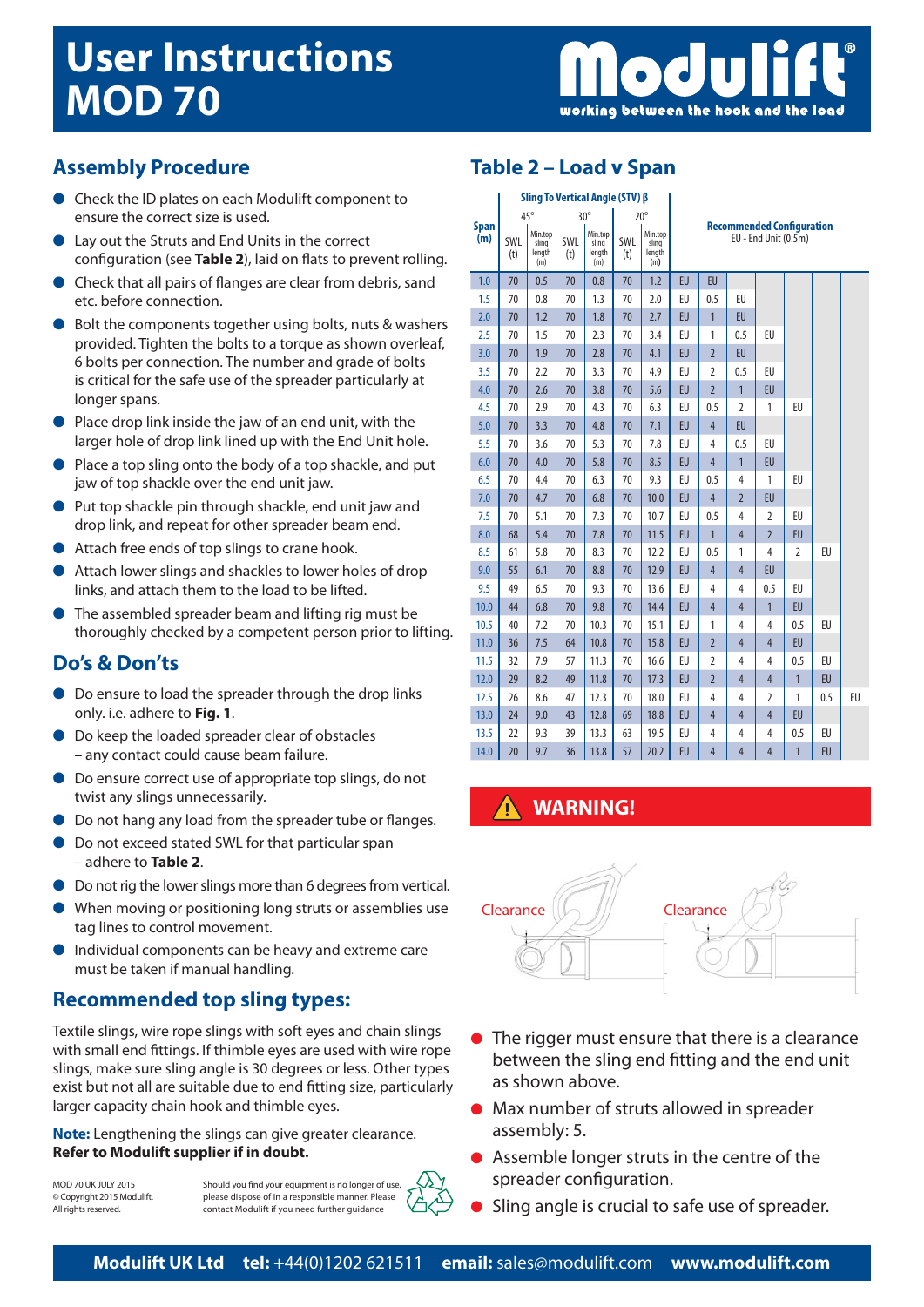# User Instructions MOD 70

**Modulift®** working between the hook and the load

## Assembly Procedure

- Check the ID plates on each Modulift component to ensure the correct size is used.
- Lay out the Struts and End Units in the correct configuration (see **Table 2**), laid on flats to prevent rolling.
- Check that all pairs of flanges are clear from debris, sand etc. before connection.
- Bolt the components together using bolts, nuts & washers provided. Tighten the bolts to a torque as shown overleaf, 6 bolts per connection. The number and grade of bolts is critical for the safe use of the spreader particularly at longer spans.
- Place drop link inside the jaw of an end unit, with the larger hole of drop link lined up with the End Unit hole.
- Place a top sling onto the body of a top shackle, and put jaw of top shackle over the end unit jaw.
- Put top shackle pin through shackle, end unit jaw and drop link, and repeat for other spreader beam end.
- Attach free ends of top slings to crane hook.
- Attach lower slings and shackles to lower holes of drop links, and attach them to the load to be lifted.
- The assembled spreader beam and lifting rig must be thoroughly checked by a competent person prior to lifting.

## Do's & Don'ts

- Do ensure to load the spreader through the drop links only. i.e. adhere to **Fig. 1**.
- Do keep the loaded spreader clear of obstacles – any contact could cause beam failure.
- Do ensure correct use of appropriate top slings, do not twist any slings unnecessarily.
- Do not hang any load from the spreader tube or flanges.
- Do not exceed stated SWL for that particular span – adhere to **Table 2**.
- Do not rig the lower slings more than 6 degrees from vertical.
- When moving or positioning long struts or assemblies use tag lines to control movement.
- Individual components can be heavy and extreme care must be taken if manual handling.

## Recommended top sling types:

Textile slings, wire rope slings with soft eyes and chain slings with small end fittings. If thimble eyes are used with wire rope slings, make sure sling angle is 30 degrees or less. Other types exist but not all are suitable due to end fitting size, particularly larger capacity chain hook and thimble eyes.

**Note:** Lengthening the slings can give greater clearance. **Refer to Modulift supplier if in doubt.**

## Table 2 – Load v Span

| Span (m) | Sling To Vertical Angle (STV) β 45° SWL (t) | 45° Min.top sling length (m) | 30° SWL (t) | 30° Min.top sling length (m) | 20° SWL (t) | 20° Min.top sling length (m) | Recommended Configuration EU - End Unit (0.5m) | | | | | | |
|---|---|---|---|---|---|---|---|---|---|---|---|---|---|
| 1.0 | 70 | 0.5 | 70 | 0.8 | 70 | 1.2 | EU | EU | | | | | |
| 1.5 | 70 | 0.8 | 70 | 1.3 | 70 | 2.0 | EU | 0.5 | EU | | | | |
| 2.0 | 70 | 1.2 | 70 | 1.8 | 70 | 2.7 | EU | 1 | EU | | | | |
| 2.5 | 70 | 1.5 | 70 | 2.3 | 70 | 3.4 | EU | 1 | 0.5 | EU | | | |
| 3.0 | 70 | 1.9 | 70 | 2.8 | 70 | 4.1 | EU | 2 | EU | | | | |
| 3.5 | 70 | 2.2 | 70 | 3.3 | 70 | 4.9 | EU | 2 | 0.5 | EU | | | |
| 4.0 | 70 | 2.6 | 70 | 3.8 | 70 | 5.6 | EU | 2 | 1 | EU | | | |
| 4.5 | 70 | 2.9 | 70 | 4.3 | 70 | 6.3 | EU | 0.5 | 2 | 1 | EU | | |
| 5.0 | 70 | 3.3 | 70 | 4.8 | 70 | 7.1 | EU | 4 | EU | | | | |
| 5.5 | 70 | 3.6 | 70 | 5.3 | 70 | 7.8 | EU | 4 | 0.5 | EU | | | |
| 6.0 | 70 | 4.0 | 70 | 5.8 | 70 | 8.5 | EU | 4 | 1 | EU | | | |
| 6.5 | 70 | 4.4 | 70 | 6.3 | 70 | 9.3 | EU | 0.5 | 4 | 1 | EU | | |
| 7.0 | 70 | 4.7 | 70 | 6.8 | 70 | 10.0 | EU | 4 | 2 | EU | | | |
| 7.5 | 70 | 5.1 | 70 | 7.3 | 70 | 10.7 | EU | 0.5 | 4 | 2 | EU | | |
| 8.0 | 68 | 5.4 | 70 | 7.8 | 70 | 11.5 | EU | 1 | 4 | 2 | EU | | |
| 8.5 | 61 | 5.8 | 70 | 8.3 | 70 | 12.2 | EU | 0.5 | 1 | 4 | 2 | EU | |
| 9.0 | 55 | 6.1 | 70 | 8.8 | 70 | 12.9 | EU | 4 | 4 | EU | | | |
| 9.5 | 49 | 6.5 | 70 | 9.3 | 70 | 13.6 | EU | 4 | 4 | 0.5 | EU | | |
| 10.0 | 44 | 6.8 | 70 | 9.8 | 70 | 14.4 | EU | 4 | 4 | 1 | EU | | |
| 10.5 | 40 | 7.2 | 70 | 10.3 | 70 | 15.1 | EU | 1 | 4 | 4 | 0.5 | EU | |
| 11.0 | 36 | 7.5 | 64 | 10.8 | 70 | 15.8 | EU | 2 | 4 | 4 | EU | | |
| 11.5 | 32 | 7.9 | 57 | 11.3 | 70 | 16.6 | EU | 2 | 4 | 4 | 0.5 | EU | |
| 12.0 | 29 | 8.2 | 49 | 11.8 | 70 | 17.3 | EU | 2 | 4 | 4 | 1 | EU | |
| 12.5 | 26 | 8.6 | 47 | 12.3 | 70 | 18.0 | EU | 4 | 4 | 2 | 1 | 0.5 | EU |
| 13.0 | 24 | 9.0 | 43 | 12.8 | 69 | 18.8 | EU | 4 | 4 | 4 | EU | | |
| 13.5 | 22 | 9.3 | 39 | 13.3 | 63 | 19.5 | EU | 4 | 4 | 4 | 0.5 | EU | |
| 14.0 | 20 | 9.7 | 36 | 13.8 | 57 | 20.2 | EU | 4 | 4 | 4 | 1 | EU | |

## ⚠ WARNING!

Clearance

Clearance

- The rigger must ensure that there is a clearance between the sling end fitting and the end unit as shown above.
- Max number of struts allowed in spreader assembly: 5.
- Assemble longer struts in the centre of the spreader configuration.
- Sling angle is crucial to safe use of spreader.

MOD 70 UK JULY 2015
© Copyright 2015 Modulift.
All rights reserved.

Should you find your equipment is no longer of use, please dispose of in a responsible manner. Please contact Modulift if you need further guidance

**Modulift UK Ltd** **tel:** +44(0)1202 621511 **email:** sales@modulift.com **www.modulift.com**